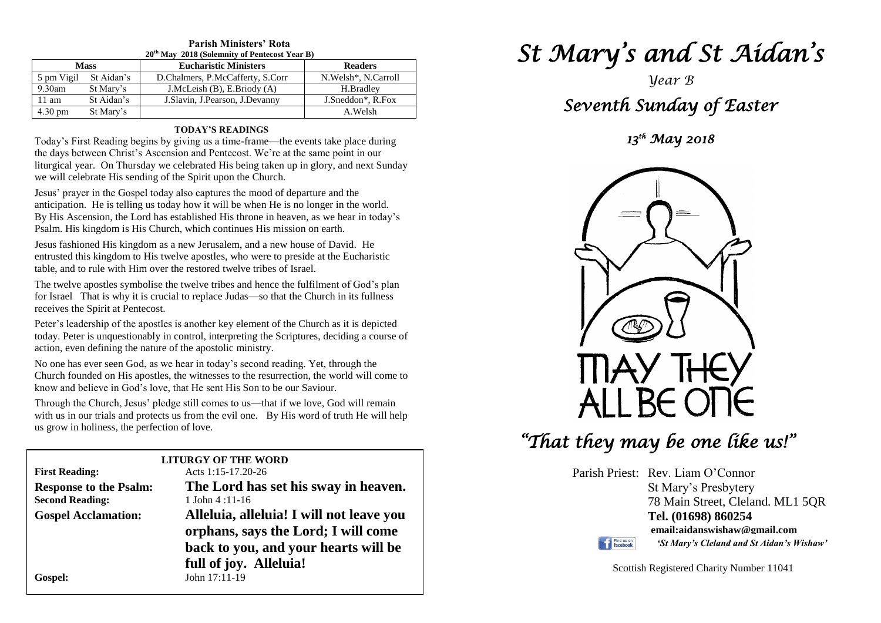**Parish Ministers' Rota**
**20th May 2018 (Solemnity of Pentecost Year B)**

| Mass | | Eucharistic Ministers | Readers |
|---|---|---|---|
| 5 pm Vigil | St Aidan's | D.Chalmers, P.McCafferty, S.Corr | N.Welsh*, N.Carroll |
| 9.30am | St Mary's | J.McLeish (B), E.Briody (A) | H.Bradley |
| 11 am | St Aidan's | J.Slavin, J.Pearson, J.Devanny | J.Sneddon*, R.Fox |
| 4.30 pm | St Mary's | | A.Welsh |

**TODAY'S READINGS**

Today's First Reading begins by giving us a time-frame—the events take place during the days between Christ's Ascension and Pentecost. We're at the same point in our liturgical year. On Thursday we celebrated His being taken up in glory, and next Sunday we will celebrate His sending of the Spirit upon the Church.

Jesus' prayer in the Gospel today also captures the mood of departure and the anticipation. He is telling us today how it will be when He is no longer in the world. By His Ascension, the Lord has established His throne in heaven, as we hear in today's Psalm. His kingdom is His Church, which continues His mission on earth.

Jesus fashioned His kingdom as a new Jerusalem, and a new house of David. He entrusted this kingdom to His twelve apostles, who were to preside at the Eucharistic table, and to rule with Him over the restored twelve tribes of Israel.

The twelve apostles symbolise the twelve tribes and hence the fulfilment of God's plan for Israel That is why it is crucial to replace Judas—so that the Church in its fullness receives the Spirit at Pentecost.

Peter's leadership of the apostles is another key element of the Church as it is depicted today. Peter is unquestionably in control, interpreting the Scriptures, deciding a course of action, even defining the nature of the apostolic ministry.

No one has ever seen God, as we hear in today's second reading. Yet, through the Church founded on His apostles, the witnesses to the resurrection, the world will come to know and believe in God's love, that He sent His Son to be our Saviour.

Through the Church, Jesus' pledge still comes to us—that if we love, God will remain with us in our trials and protects us from the evil one. By His word of truth He will help us grow in holiness, the perfection of love.

**LITURGY OF THE WORD**

**First Reading:** Acts 1:15-17.20-26

**Response to the Psalm:** **The Lord has set his sway in heaven.**

**Second Reading:** 1 John 4 :11-16

**Gospel Acclamation:** **Alleluia, alleluia! I will not leave you orphans, says the Lord; I will come back to you, and your hearts will be full of joy. Alleluia!**

**Gospel:** John 17:11-19

# *St Mary's and St Aidan's*

*Year B*

## *Seventh Sunday of Easter*

*13th May 2018*

MAY THEY ALL BE ONE

## *"That they may be one like us!"*

Parish Priest: Rev. Liam O'Connor
St Mary's Presbytery
78 Main Street, Cleland. ML1 5QR
**Tel. (01698) 860254**
**email:aidanswishaw@gmail.com**
Find us on facebook *'St Mary's Cleland and St Aidan's Wishaw'*

Scottish Registered Charity Number 11041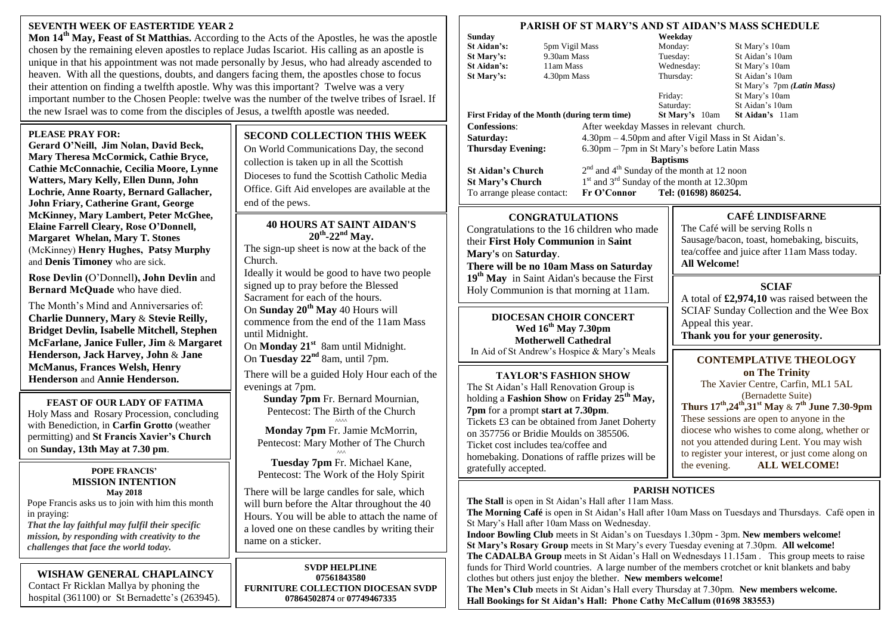## SEVENTH WEEK OF EASTERTIDE YEAR 2

**Mon 14th May, Feast of St Matthias.** According to the Acts of the Apostles, he was the apostle chosen by the remaining eleven apostles to replace Judas Iscariot. His calling as an apostle is unique in that his appointment was not made personally by Jesus, who had already ascended to heaven. With all the questions, doubts, and dangers facing them, the apostles chose to focus their attention on finding a twelfth apostle. Why was this important? Twelve was a very important number to the Chosen People: twelve was the number of the twelve tribes of Israel. If the new Israel was to come from the disciples of Jesus, a twelfth apostle was needed.

### PLEASE PRAY FOR:

**Gerard O'Neill, Jim Nolan, David Beck, Mary Theresa McCormick, Cathie Bryce, Cathie McConnachie, Cecilia Moore, Lynne Watters, Mary Kelly, Ellen Dunn, John Lochrie, Anne Roarty, Bernard Gallacher, John Friary, Catherine Grant, George McKinney, Mary Lambert, Peter McGhee, Elaine Farrell Cleary, Rose O'Donnell, Margaret Whelan, Mary T. Stones** (McKinney) **Henry Hughes, Patsy Murphy** and **Denis Timoney** who are sick.

**Rose Devlin (**O'Donnell**), John Devlin** and **Bernard McQuade** who have died.

The Month's Mind and Anniversaries of: **Charlie Dunnery, Mary** & **Stevie Reilly, Bridget Devlin, Isabelle Mitchell, Stephen McFarlane, Janice Fuller, Jim** & **Margaret Henderson, Jack Harvey, John** & **Jane McManus, Frances Welsh, Henry Henderson** and **Annie Henderson.**

### FEAST OF OUR LADY OF FATIMA

Holy Mass and Rosary Procession, concluding with Benediction, in **Carfin Grotto** (weather permitting) and **St Francis Xavier's Church** on **Sunday, 13th May at 7.30 pm**.

### POPE FRANCIS' MISSION INTENTION
**May 2018**

Pope Francis asks us to join with him this month in praying:

*That the lay faithful may fulfil their specific mission, by responding with creativity to the challenges that face the world today.*

### WISHAW GENERAL CHAPLAINCY

Contact Fr Ricklan Mallya by phoning the hospital (361100) or St Bernadette's (263945).

### SECOND COLLECTION THIS WEEK

On World Communications Day, the second collection is taken up in all the Scottish Dioceses to fund the Scottish Catholic Media Office. Gift Aid envelopes are available at the end of the pews.

### 40 HOURS AT SAINT AIDAN'S
**20th-22nd May.**

The sign-up sheet is now at the back of the Church.

Ideally it would be good to have two people signed up to pray before the Blessed Sacrament for each of the hours.

On **Sunday 20th May** 40 Hours will commence from the end of the 11am Mass until Midnight.

On **Monday 21st** 8am until Midnight.

On **Tuesday 22nd** 8am, until 7pm.

There will be a guided Holy Hour each of the evenings at 7pm.

**Sunday 7pm** Fr. Bernard Mournian, Pentecost: The Birth of the Church

^^^

**Monday 7pm** Fr. Jamie McMorrin, Pentecost: Mary Mother of The Church

^^^

**Tuesday 7pm** Fr. Michael Kane, Pentecost: The Work of the Holy Spirit

There will be large candles for sale, which will burn before the Altar throughout the 40 Hours. You will be able to attach the name of a loved one on these candles by writing their name on a sticker.

**SVDP HELPLINE**
**07561843580**
**FURNITURE COLLECTION DIOCESAN SVDP**
**07864502874** or **07749467335**

### PARISH OF ST MARY'S AND ST AIDAN'S MASS SCHEDULE

| **Sunday** | | **Weekday** | |
|---|---|---|---|
| **St Aidan's:** | 5pm Vigil Mass | Monday: | St Mary's 10am |
| **St Mary's:** | 9.30am Mass | Tuesday: | St Aidan's 10am |
| **St Aidan's:** | 11am Mass | Wednesday: | St Mary's 10am |
| **St Mary's:** | 4.30pm Mass | Thursday: | St Aidan's 10am |
| | | | St Mary's 7pm *(Latin Mass)* |
| | | Friday: | St Mary's 10am |
| | | Saturday: | St Aidan's 10am |

**First Friday of the Month (during term time)** **St Mary's** 10am **St Aidan's** 11am

**Confessions**: After weekday Masses in relevant church.

**Saturday:** 4.30pm – 4.50pm and after Vigil Mass in St Aidan's.

**Thursday Evening:** 6.30pm – 7pm in St Mary's before Latin Mass

**Baptisms**

**St Aidan's Church** 2nd and 4th Sunday of the month at 12 noon

**St Mary's Church** 1st and 3rd Sunday of the month at 12.30pm

To arrange please contact: **Fr O'Connor Tel: (01698) 860254.**

### CONGRATULATIONS

Congratulations to the 16 children who made their **First Holy Communion** in **Saint Mary's** on **Saturday**.

**There will be no 10am Mass on Saturday 19th May** in Saint Aidan's because the First Holy Communion is that morning at 11am.

### DIOCESAN CHOIR CONCERT
**Wed 16th May 7.30pm**
**Motherwell Cathedral**

In Aid of St Andrew's Hospice & Mary's Meals

### TAYLOR'S FASHION SHOW

The St Aidan's Hall Renovation Group is holding a **Fashion Show** on **Friday 25th May, 7pm** for a prompt **start at 7.30pm**. Tickets £3 can be obtained from Janet Doherty on 357756 or Bridie Moulds on 385506. Ticket cost includes tea/coffee and homebaking. Donations of raffle prizes will be gratefully accepted.

### CAFÉ LINDISFARNE

The Café will be serving Rolls n Sausage/bacon, toast, homebaking, biscuits, tea/coffee and juice after 11am Mass today. **All Welcome!**

### SCIAF

A total of **£2,974,10** was raised between the SCIAF Sunday Collection and the Wee Box Appeal this year.

**Thank you for your generosity.**

### CONTEMPLATIVE THEOLOGY on The Trinity

The Xavier Centre, Carfin, ML1 5AL (Bernadette Suite)

**Thurs 17th,24th,31st May & 7th June 7.30-9pm**

These sessions are open to anyone in the diocese who wishes to come along, whether or not you attended during Lent. You may wish to register your interest, or just come along on the evening. **ALL WELCOME!**

### PARISH NOTICES

**The Stall** is open in St Aidan's Hall after 11am Mass.

**The Morning Café** is open in St Aidan's Hall after 10am Mass on Tuesdays and Thursdays. Café open in St Mary's Hall after 10am Mass on Wednesday.

**Indoor Bowling Club** meets in St Aidan's on Tuesdays 1.30pm - 3pm. **New members welcome!**

**St Mary's Rosary Group** meets in St Mary's every Tuesday evening at 7.30pm. **All welcome!**

**The CADALBA Group** meets in St Aidan's Hall on Wednesdays 11.15am . This group meets to raise funds for Third World countries. A large number of the members crotchet or knit blankets and baby clothes but others just enjoy the blether. **New members welcome!**

**The Men's Club** meets in St Aidan's Hall every Thursday at 7.30pm. **New members welcome.**

**Hall Bookings for St Aidan's Hall: Phone Cathy McCallum (01698 383553)**